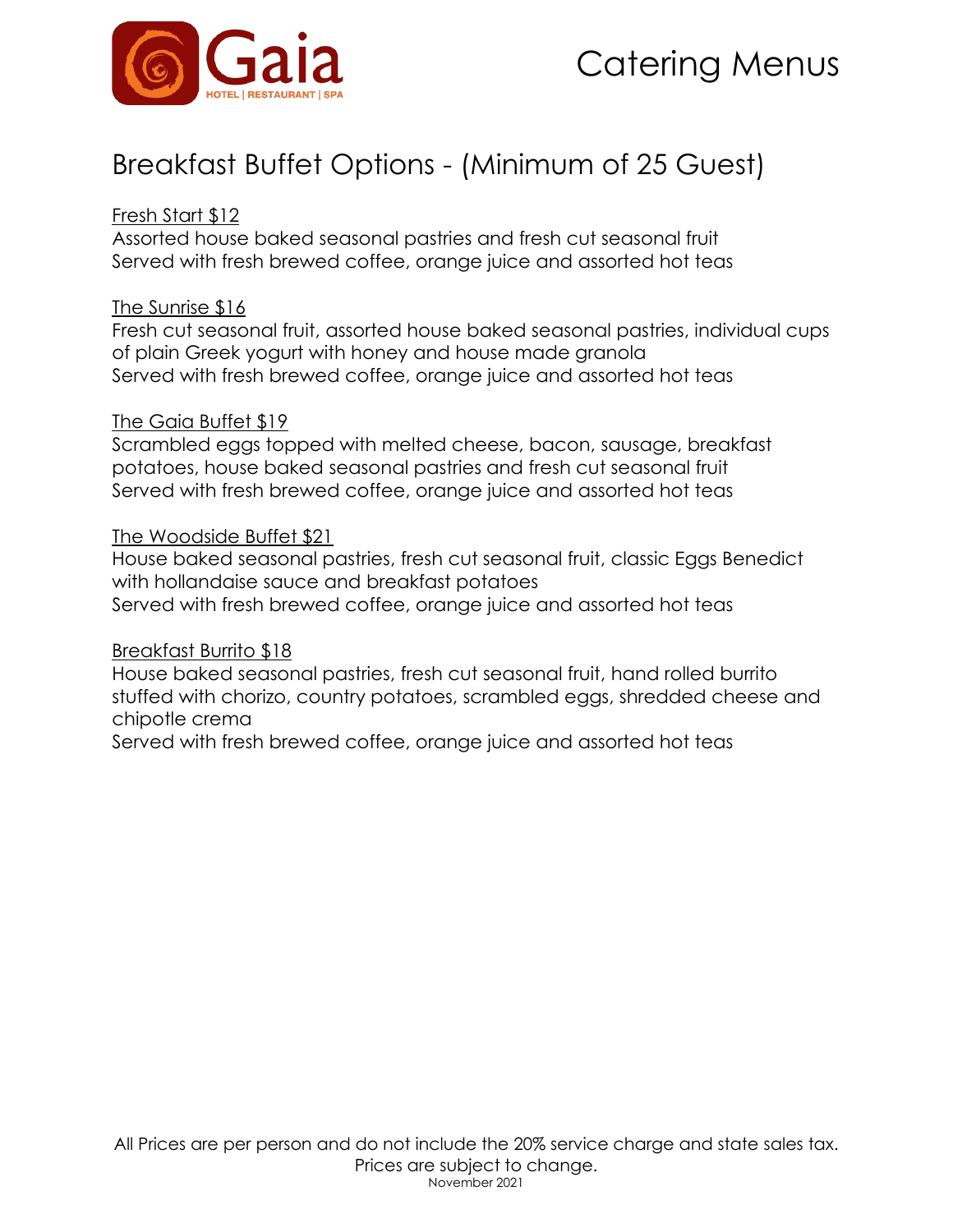Gaia

HOTEL | RESTAURANT | SPA

# Catering Menus

## Breakfast Buffet Options - (Minimum of 25 Guest)

Fresh Start $12
Assorted house baked seasonal pastries and fresh cut seasonal fruit
Served with fresh brewed coffee, orange juice and assorted hot teas

The Sunrise $16
Fresh cut seasonal fruit, assorted house baked seasonal pastries, individual cups of plain Greek yogurt with honey and house made granola
Served with fresh brewed coffee, orange juice and assorted hot teas

The Gaia Buffet $19
Scrambled eggs topped with melted cheese, bacon, sausage, breakfast potatoes, house baked seasonal pastries and fresh cut seasonal fruit
Served with fresh brewed coffee, orange juice and assorted hot teas

The Woodside Buffet $21
House baked seasonal pastries, fresh cut seasonal fruit, classic Eggs Benedict with hollandaise sauce and breakfast potatoes
Served with fresh brewed coffee, orange juice and assorted hot teas

Breakfast Burrito $18
House baked seasonal pastries, fresh cut seasonal fruit, hand rolled burrito stuffed with chorizo, country potatoes, scrambled eggs, shredded cheese and chipotle crema
Served with fresh brewed coffee, orange juice and assorted hot teas

All Prices are per person and do not include the 20% service charge and state sales tax.
Prices are subject to change.
November 2021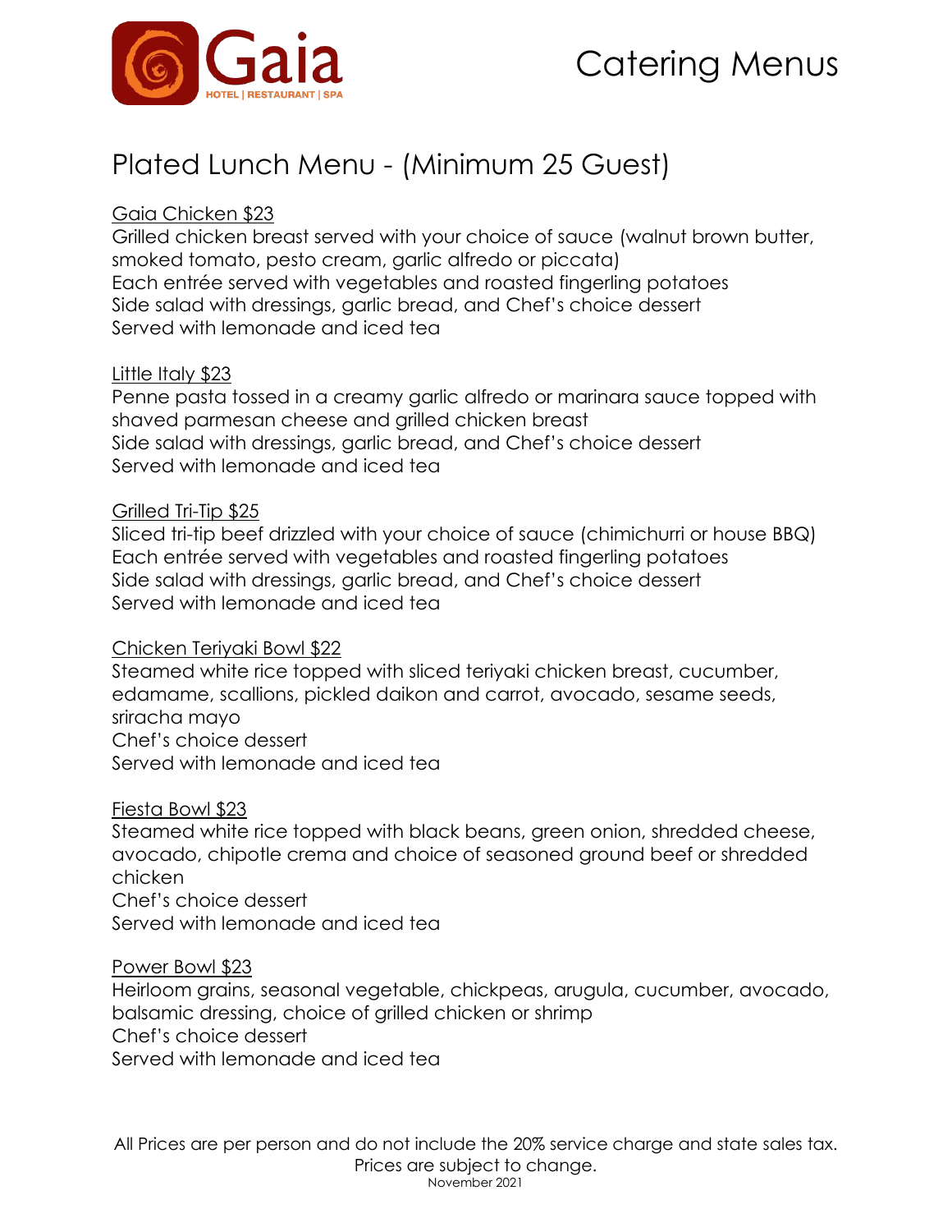# Catering Menus

## Plated Lunch Menu - (Minimum 25 Guest)

**Gaia Chicken $23**
Grilled chicken breast served with your choice of sauce (walnut brown butter, smoked tomato, pesto cream, garlic alfredo or piccata)
Each entrée served with vegetables and roasted fingerling potatoes
Side salad with dressings, garlic bread, and Chef's choice dessert
Served with lemonade and iced tea

**Little Italy $23**
Penne pasta tossed in a creamy garlic alfredo or marinara sauce topped with shaved parmesan cheese and grilled chicken breast
Side salad with dressings, garlic bread, and Chef's choice dessert
Served with lemonade and iced tea

**Grilled Tri-Tip $25**
Sliced tri-tip beef drizzled with your choice of sauce (chimichurri or house BBQ)
Each entrée served with vegetables and roasted fingerling potatoes
Side salad with dressings, garlic bread, and Chef's choice dessert
Served with lemonade and iced tea

**Chicken Teriyaki Bowl $22**
Steamed white rice topped with sliced teriyaki chicken breast, cucumber, edamame, scallions, pickled daikon and carrot, avocado, sesame seeds, sriracha mayo
Chef's choice dessert
Served with lemonade and iced tea

**Fiesta Bowl $23**
Steamed white rice topped with black beans, green onion, shredded cheese, avocado, chipotle crema and choice of seasoned ground beef or shredded chicken
Chef's choice dessert
Served with lemonade and iced tea

**Power Bowl $23**
Heirloom grains, seasonal vegetable, chickpeas, arugula, cucumber, avocado, balsamic dressing, choice of grilled chicken or shrimp
Chef's choice dessert
Served with lemonade and iced tea

All Prices are per person and do not include the 20% service charge and state sales tax.
Prices are subject to change.
November 2021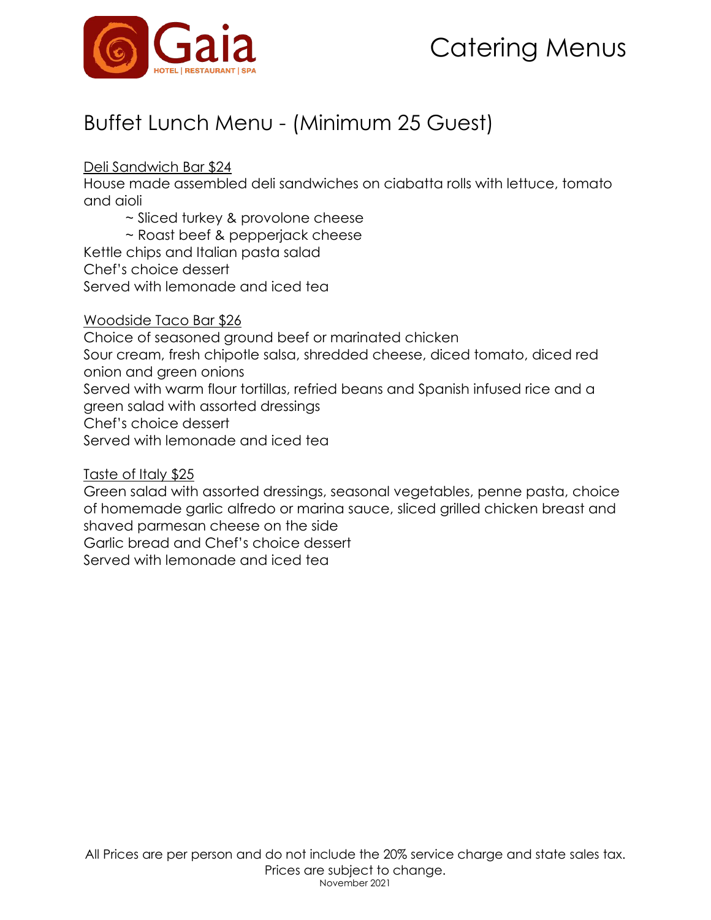# Catering Menus

## Buffet Lunch Menu - (Minimum 25 Guest)

Deli Sandwich Bar $24

House made assembled deli sandwiches on ciabatta rolls with lettuce, tomato and aioli

- ~ Sliced turkey & provolone cheese
- ~ Roast beef & pepperjack cheese

Kettle chips and Italian pasta salad
Chef's choice dessert
Served with lemonade and iced tea

Woodside Taco Bar $26

Choice of seasoned ground beef or marinated chicken
Sour cream, fresh chipotle salsa, shredded cheese, diced tomato, diced red onion and green onions
Served with warm flour tortillas, refried beans and Spanish infused rice and a green salad with assorted dressings
Chef's choice dessert
Served with lemonade and iced tea

Taste of Italy $25

Green salad with assorted dressings, seasonal vegetables, penne pasta, choice of homemade garlic alfredo or marina sauce, sliced grilled chicken breast and shaved parmesan cheese on the side
Garlic bread and Chef's choice dessert
Served with lemonade and iced tea

All Prices are per person and do not include the 20% service charge and state sales tax.
Prices are subject to change.
November 2021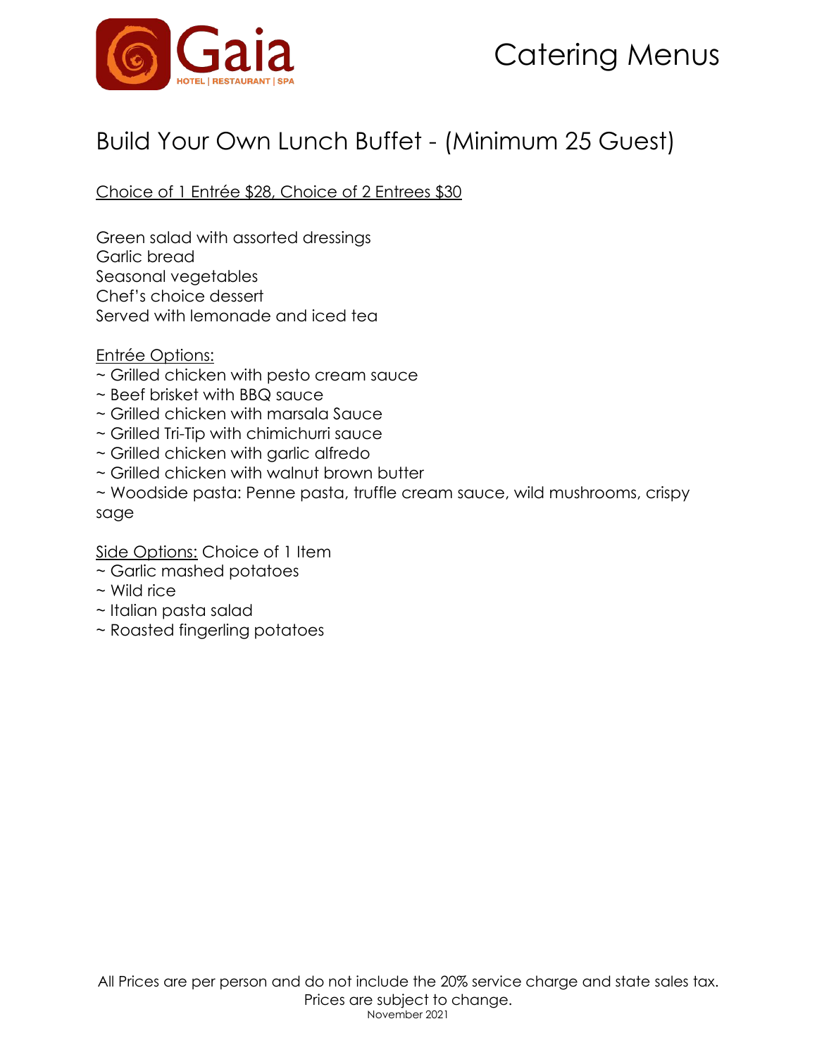# Catering Menus

## Build Your Own Lunch Buffet - (Minimum 25 Guest)

Choice of 1 Entrée $28, Choice of 2 Entrees $30

Green salad with assorted dressings
Garlic bread
Seasonal vegetables
Chef's choice dessert
Served with lemonade and iced tea

Entrée Options:

~ Grilled chicken with pesto cream sauce
~ Beef brisket with BBQ sauce
~ Grilled chicken with marsala Sauce
~ Grilled Tri-Tip with chimichurri sauce
~ Grilled chicken with garlic alfredo
~ Grilled chicken with walnut brown butter
~ Woodside pasta: Penne pasta, truffle cream sauce, wild mushrooms, crispy sage

Side Options: Choice of 1 Item

~ Garlic mashed potatoes
~ Wild rice
~ Italian pasta salad
~ Roasted fingerling potatoes

All Prices are per person and do not include the 20% service charge and state sales tax.
Prices are subject to change.
November 2021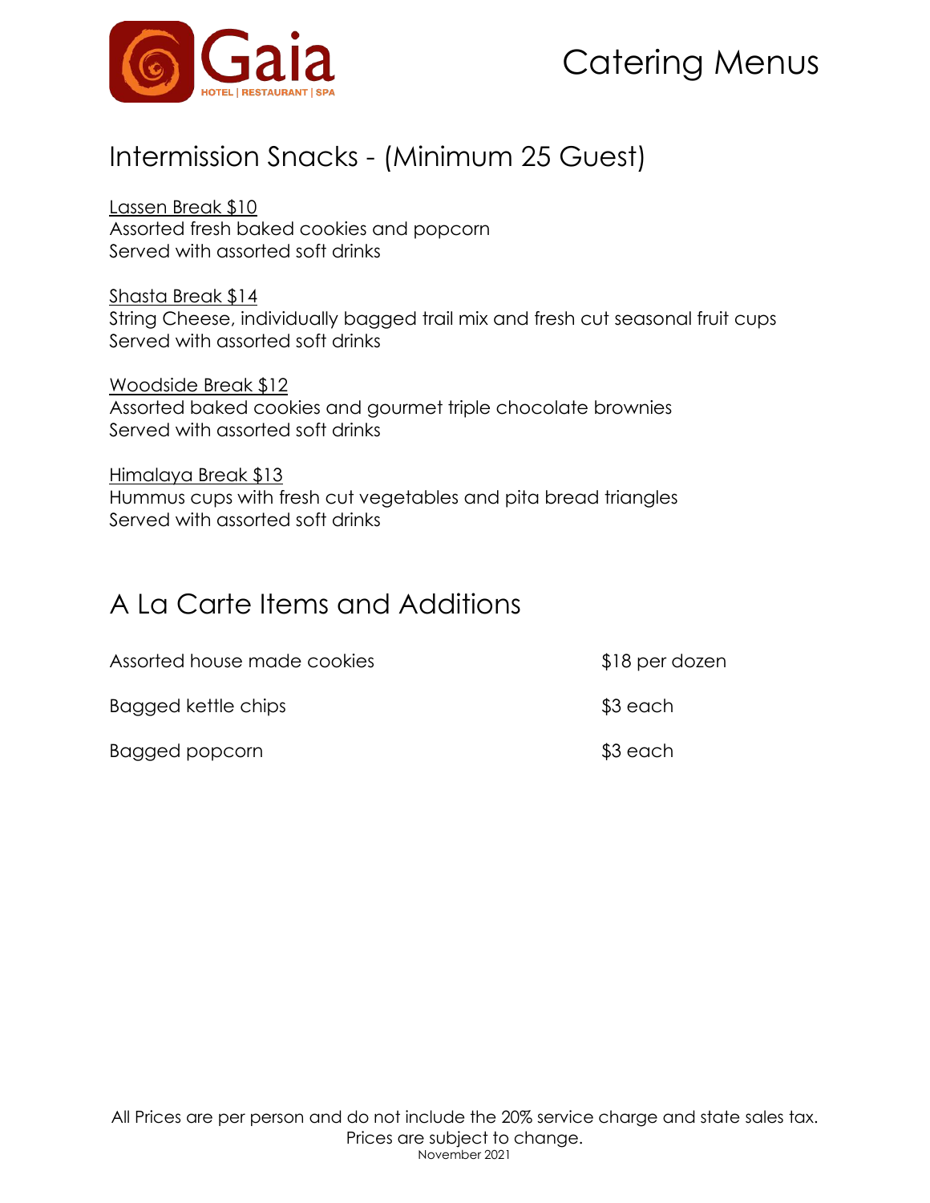# Catering Menus

## Intermission Snacks - (Minimum 25 Guest)

<u>Lassen Break $10</u>
Assorted fresh baked cookies and popcorn
Served with assorted soft drinks

<u>Shasta Break $14</u>
String Cheese, individually bagged trail mix and fresh cut seasonal fruit cups
Served with assorted soft drinks

<u>Woodside Break $12</u>
Assorted baked cookies and gourmet triple chocolate brownies
Served with assorted soft drinks

<u>Himalaya Break $13</u>
Hummus cups with fresh cut vegetables and pita bread triangles
Served with assorted soft drinks

## A La Carte Items and Additions

| Item | Price |
| --- | --- |
| Assorted house made cookies | $18 per dozen |
| Bagged kettle chips | $3 each |
| Bagged popcorn | $3 each |

All Prices are per person and do not include the 20% service charge and state sales tax.
Prices are subject to change.
November 2021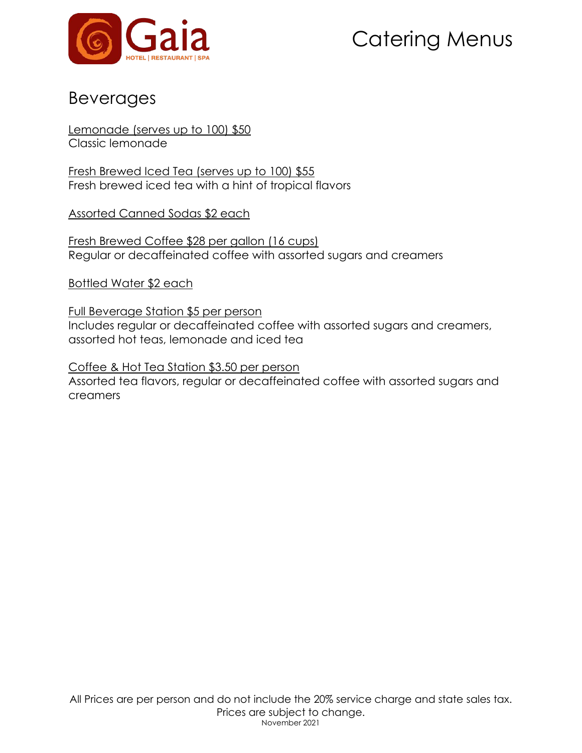# Catering Menus

## Beverages

Lemonade (serves up to 100) $50
Classic lemonade

Fresh Brewed Iced Tea (serves up to 100) $55
Fresh brewed iced tea with a hint of tropical flavors

Assorted Canned Sodas $2 each

Fresh Brewed Coffee $28 per gallon (16 cups)
Regular or decaffeinated coffee with assorted sugars and creamers

Bottled Water $2 each

Full Beverage Station $5 per person
Includes regular or decaffeinated coffee with assorted sugars and creamers, assorted hot teas, lemonade and iced tea

Coffee & Hot Tea Station $3.50 per person
Assorted tea flavors, regular or decaffeinated coffee with assorted sugars and creamers

All Prices are per person and do not include the 20% service charge and state sales tax.
Prices are subject to change.
November 2021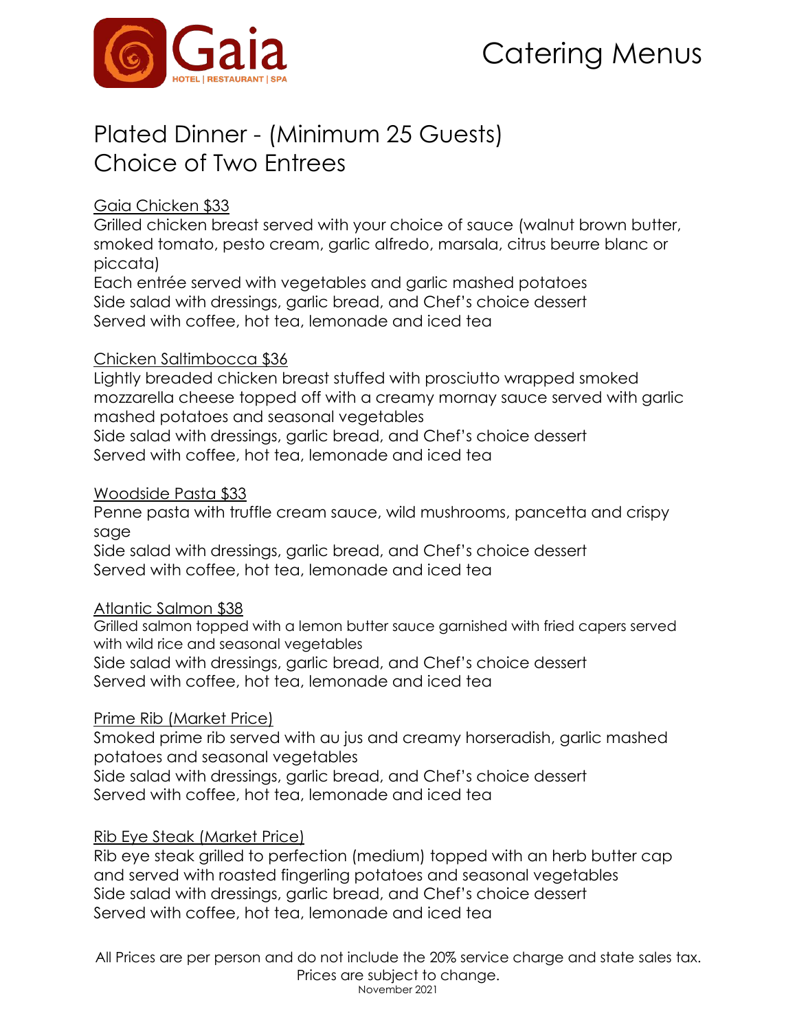Gaia
HOTEL | RESTAURANT | SPA

# Catering Menus

## Plated Dinner - (Minimum 25 Guests)
## Choice of Two Entrees

Gaia Chicken $33
Grilled chicken breast served with your choice of sauce (walnut brown butter, smoked tomato, pesto cream, garlic alfredo, marsala, citrus beurre blanc or piccata)
Each entrée served with vegetables and garlic mashed potatoes
Side salad with dressings, garlic bread, and Chef's choice dessert
Served with coffee, hot tea, lemonade and iced tea

Chicken Saltimbocca $36
Lightly breaded chicken breast stuffed with prosciutto wrapped smoked mozzarella cheese topped off with a creamy mornay sauce served with garlic mashed potatoes and seasonal vegetables
Side salad with dressings, garlic bread, and Chef's choice dessert
Served with coffee, hot tea, lemonade and iced tea

Woodside Pasta $33
Penne pasta with truffle cream sauce, wild mushrooms, pancetta and crispy sage
Side salad with dressings, garlic bread, and Chef's choice dessert
Served with coffee, hot tea, lemonade and iced tea

Atlantic Salmon $38
Grilled salmon topped with a lemon butter sauce garnished with fried capers served with wild rice and seasonal vegetables
Side salad with dressings, garlic bread, and Chef's choice dessert
Served with coffee, hot tea, lemonade and iced tea

Prime Rib (Market Price)
Smoked prime rib served with au jus and creamy horseradish, garlic mashed potatoes and seasonal vegetables
Side salad with dressings, garlic bread, and Chef's choice dessert
Served with coffee, hot tea, lemonade and iced tea

Rib Eye Steak (Market Price)
Rib eye steak grilled to perfection (medium) topped with an herb butter cap and served with roasted fingerling potatoes and seasonal vegetables
Side salad with dressings, garlic bread, and Chef's choice dessert
Served with coffee, hot tea, lemonade and iced tea

All Prices are per person and do not include the 20% service charge and state sales tax.
Prices are subject to change.
November 2021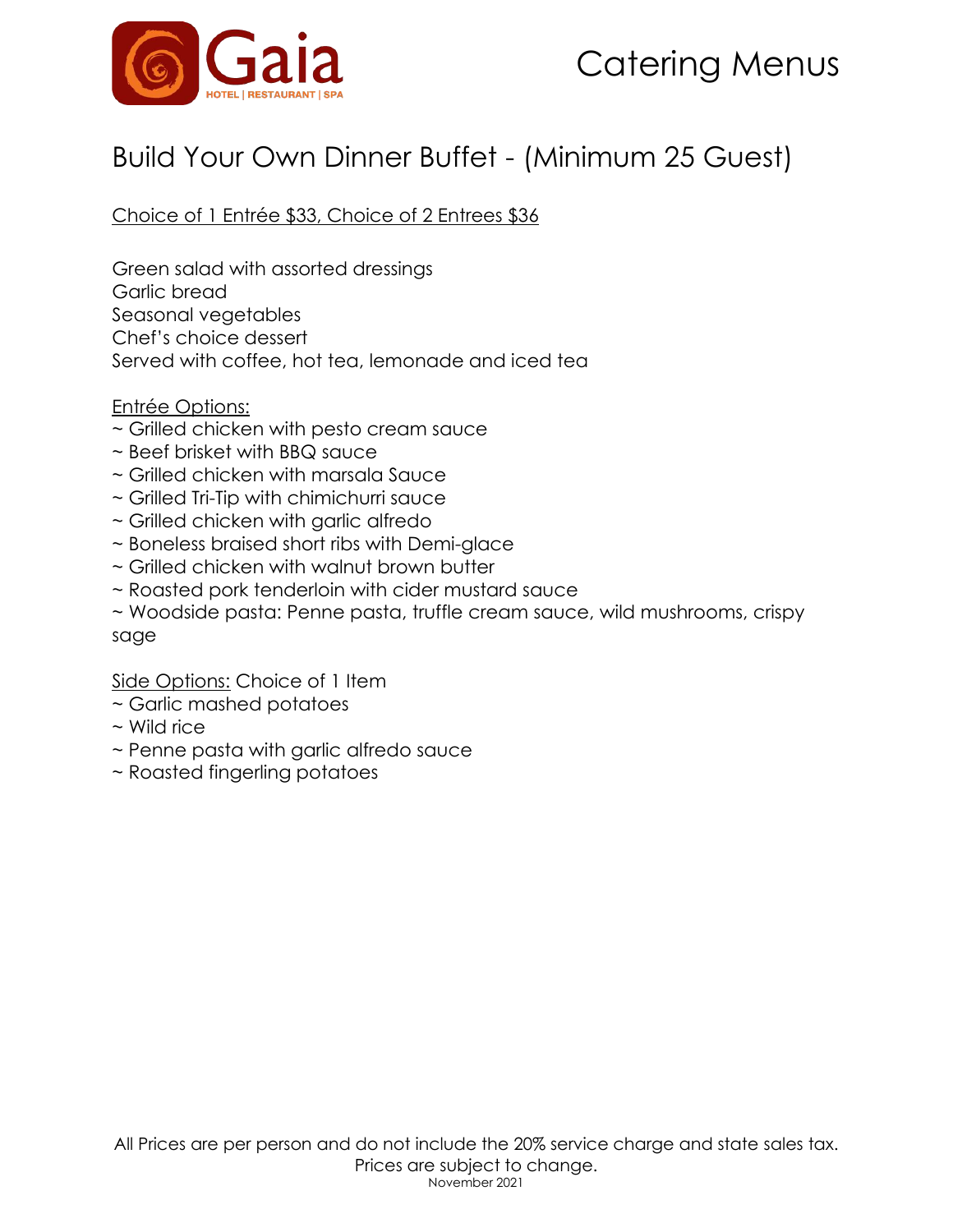# Build Your Own Dinner Buffet - (Minimum 25 Guest)

Choice of 1 Entrée $33, Choice of 2 Entrees $36

Green salad with assorted dressings
Garlic bread
Seasonal vegetables
Chef's choice dessert
Served with coffee, hot tea, lemonade and iced tea

Entrée Options:
~ Grilled chicken with pesto cream sauce
~ Beef brisket with BBQ sauce
~ Grilled chicken with marsala Sauce
~ Grilled Tri-Tip with chimichurri sauce
~ Grilled chicken with garlic alfredo
~ Boneless braised short ribs with Demi-glace
~ Grilled chicken with walnut brown butter
~ Roasted pork tenderloin with cider mustard sauce
~ Woodside pasta: Penne pasta, truffle cream sauce, wild mushrooms, crispy sage

Side Options: Choice of 1 Item
~ Garlic mashed potatoes
~ Wild rice
~ Penne pasta with garlic alfredo sauce
~ Roasted fingerling potatoes

All Prices are per person and do not include the 20% service charge and state sales tax.
Prices are subject to change.
November 2021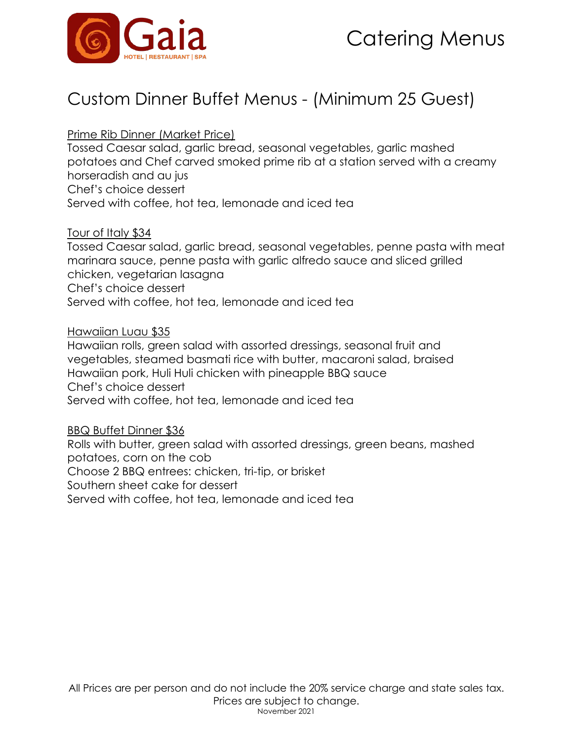# Catering Menus

## Custom Dinner Buffet Menus - (Minimum 25 Guest)

Prime Rib Dinner (Market Price)

Tossed Caesar salad, garlic bread, seasonal vegetables, garlic mashed potatoes and Chef carved smoked prime rib at a station served with a creamy horseradish and au jus
Chef's choice dessert
Served with coffee, hot tea, lemonade and iced tea

Tour of Italy $34

Tossed Caesar salad, garlic bread, seasonal vegetables, penne pasta with meat marinara sauce, penne pasta with garlic alfredo sauce and sliced grilled chicken, vegetarian lasagna
Chef's choice dessert
Served with coffee, hot tea, lemonade and iced tea

Hawaiian Luau $35

Hawaiian rolls, green salad with assorted dressings, seasonal fruit and vegetables, steamed basmati rice with butter, macaroni salad, braised Hawaiian pork, Huli Huli chicken with pineapple BBQ sauce
Chef's choice dessert
Served with coffee, hot tea, lemonade and iced tea

BBQ Buffet Dinner $36

Rolls with butter, green salad with assorted dressings, green beans, mashed potatoes, corn on the cob
Choose 2 BBQ entrees: chicken, tri-tip, or brisket
Southern sheet cake for dessert
Served with coffee, hot tea, lemonade and iced tea

All Prices are per person and do not include the 20% service charge and state sales tax.
Prices are subject to change.
November 2021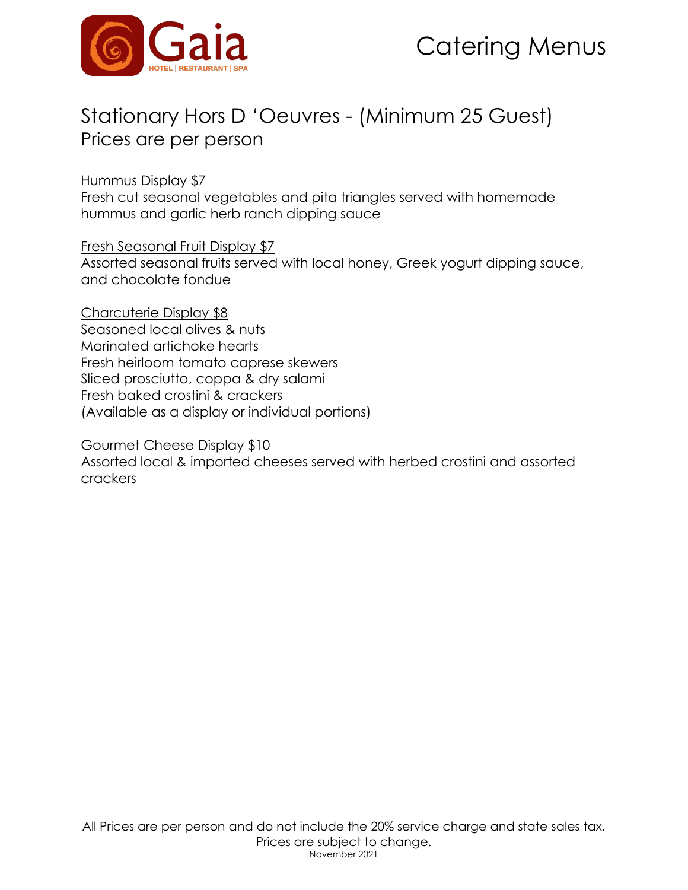# Catering Menus

## Stationary Hors D 'Oeuvres - (Minimum 25 Guest)

Prices are per person

<u>Hummus Display $7</u>
Fresh cut seasonal vegetables and pita triangles served with homemade hummus and garlic herb ranch dipping sauce

<u>Fresh Seasonal Fruit Display $7</u>
Assorted seasonal fruits served with local honey, Greek yogurt dipping sauce, and chocolate fondue

<u>Charcuterie Display $8</u>
Seasoned local olives & nuts
Marinated artichoke hearts
Fresh heirloom tomato caprese skewers
Sliced prosciutto, coppa & dry salami
Fresh baked crostini & crackers
(Available as a display or individual portions)

<u>Gourmet Cheese Display $10</u>
Assorted local & imported cheeses served with herbed crostini and assorted crackers

All Prices are per person and do not include the 20% service charge and state sales tax.
Prices are subject to change.
November 2021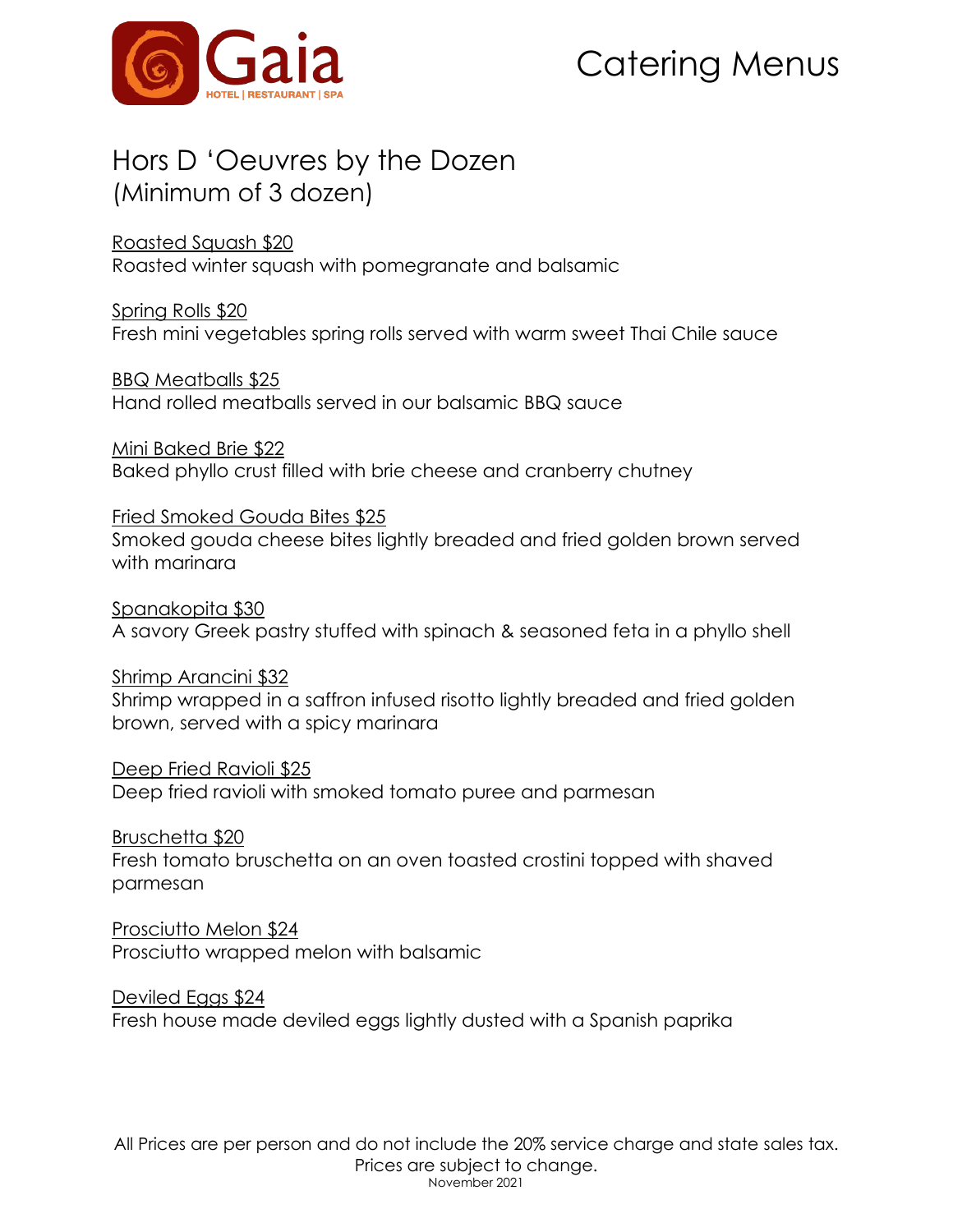# Catering Menus

## Hors D 'Oeuvres by the Dozen
(Minimum of 3 dozen)

Roasted Squash $20
Roasted winter squash with pomegranate and balsamic

Spring Rolls $20
Fresh mini vegetables spring rolls served with warm sweet Thai Chile sauce

BBQ Meatballs $25
Hand rolled meatballs served in our balsamic BBQ sauce

Mini Baked Brie $22
Baked phyllo crust filled with brie cheese and cranberry chutney

Fried Smoked Gouda Bites $25
Smoked gouda cheese bites lightly breaded and fried golden brown served with marinara

Spanakopita $30
A savory Greek pastry stuffed with spinach & seasoned feta in a phyllo shell

Shrimp Arancini $32
Shrimp wrapped in a saffron infused risotto lightly breaded and fried golden brown, served with a spicy marinara

Deep Fried Ravioli $25
Deep fried ravioli with smoked tomato puree and parmesan

Bruschetta $20
Fresh tomato bruschetta on an oven toasted crostini topped with shaved parmesan

Prosciutto Melon $24
Prosciutto wrapped melon with balsamic

Deviled Eggs $24
Fresh house made deviled eggs lightly dusted with a Spanish paprika

All Prices are per person and do not include the 20% service charge and state sales tax.
Prices are subject to change.
November 2021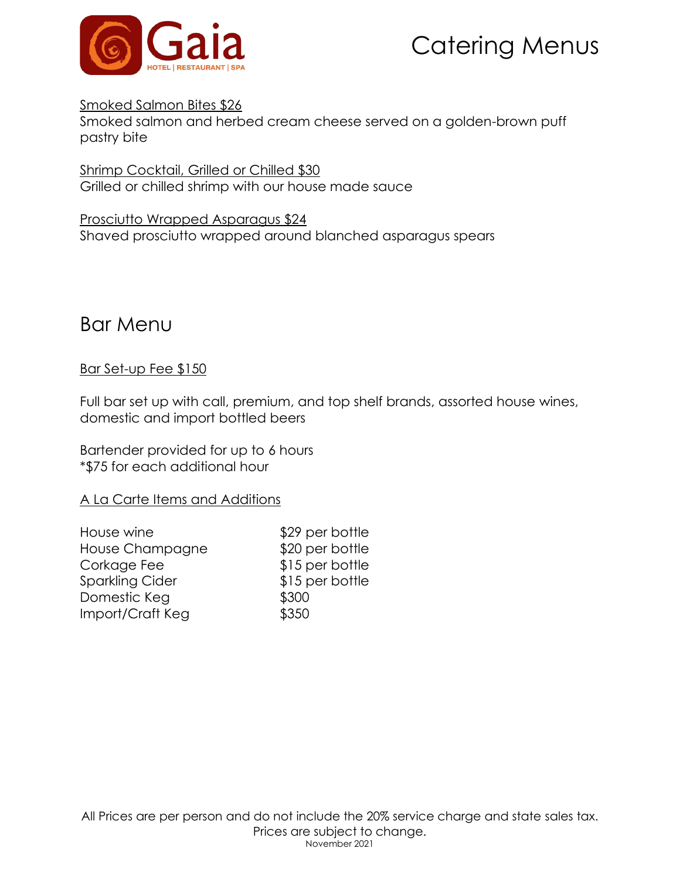Smoked Salmon Bites $26
Smoked salmon and herbed cream cheese served on a golden-brown puff pastry bite

Shrimp Cocktail, Grilled or Chilled $30
Grilled or chilled shrimp with our house made sauce

Prosciutto Wrapped Asparagus $24
Shaved prosciutto wrapped around blanched asparagus spears

## Bar Menu

Bar Set-up Fee $150

Full bar set up with call, premium, and top shelf brands, assorted house wines, domestic and import bottled beers

Bartender provided for up to 6 hours
*$75 for each additional hour

A La Carte Items and Additions

| | |
|---|---|
| House wine | $29 per bottle |
| House Champagne | $20 per bottle |
| Corkage Fee | $15 per bottle |
| Sparkling Cider | $15 per bottle |
| Domestic Keg | $300 |
| Import/Craft Keg | $350 |

All Prices are per person and do not include the 20% service charge and state sales tax.
Prices are subject to change.
November 2021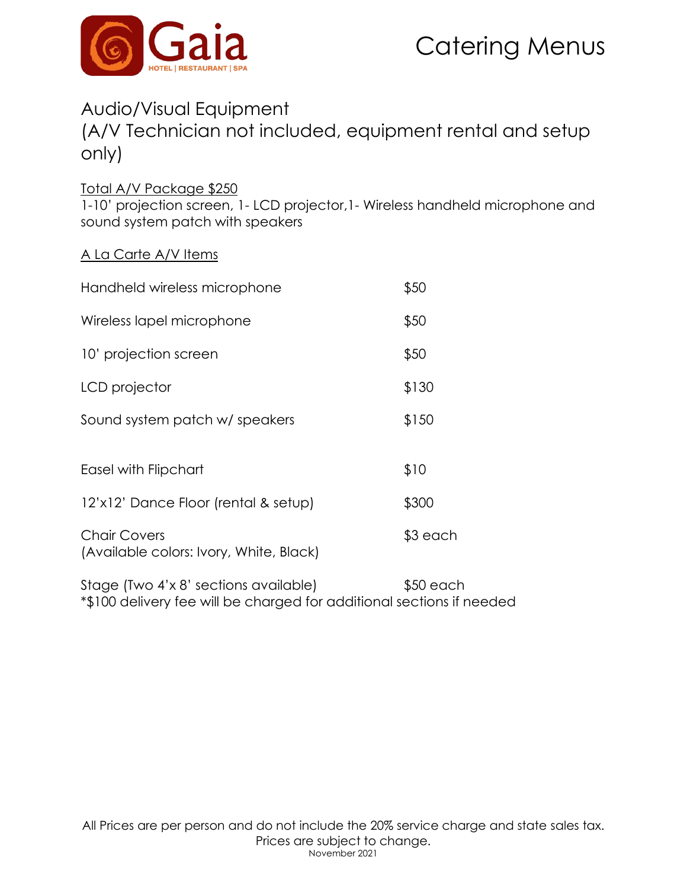# Catering Menus

## Audio/Visual Equipment
## (A/V Technician not included, equipment rental and setup only)

Total A/V Package $250

1-10' projection screen, 1- LCD projector,1- Wireless handheld microphone and sound system patch with speakers

A La Carte A/V Items

| | |
|---|---|
| Handheld wireless microphone | $50 |
| Wireless lapel microphone | $50 |
| 10' projection screen | $50 |
| LCD projector | $130 |
| Sound system patch w/ speakers | $150 |
| Easel with Flipchart | $10 |
| 12'x12' Dance Floor (rental & setup) | $300 |
| Chair Covers (Available colors: Ivory, White, Black) | $3 each |
| Stage (Two 4'x 8' sections available) | $50 each |

*$100 delivery fee will be charged for additional sections if needed

All Prices are per person and do not include the 20% service charge and state sales tax.
Prices are subject to change.
November 2021